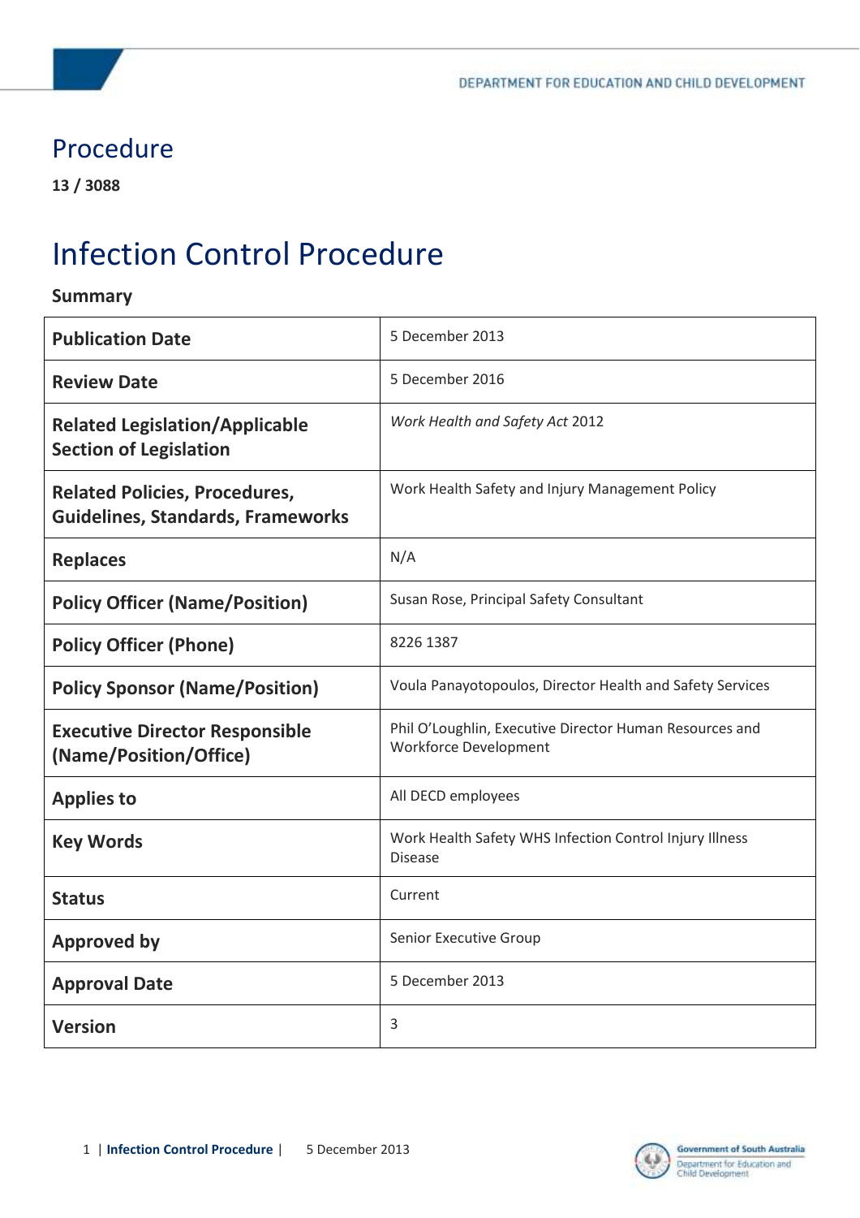DEPARTMENT FOR EDUCATION AND CHILD DEVELOPMENT

# Procedure

**13 / 3088**

# Infection Control Procedure

**Summary**

| | |
|---|---|
| **Publication Date** | 5 December 2013 |
| **Review Date** | 5 December 2016 |
| **Related Legislation/Applicable Section of Legislation** | *Work Health and Safety Act* 2012 |
| **Related Policies, Procedures, Guidelines, Standards, Frameworks** | Work Health Safety and Injury Management Policy |
| **Replaces** | N/A |
| **Policy Officer (Name/Position)** | Susan Rose, Principal Safety Consultant |
| **Policy Officer (Phone)** | 8226 1387 |
| **Policy Sponsor (Name/Position)** | Voula Panayotopoulos, Director Health and Safety Services |
| **Executive Director Responsible (Name/Position/Office)** | Phil O'Loughlin, Executive Director Human Resources and Workforce Development |
| **Applies to** | All DECD employees |
| **Key Words** | Work Health Safety WHS Infection Control Injury Illness Disease |
| **Status** | Current |
| **Approved by** | Senior Executive Group |
| **Approval Date** | 5 December 2013 |
| **Version** | 3 |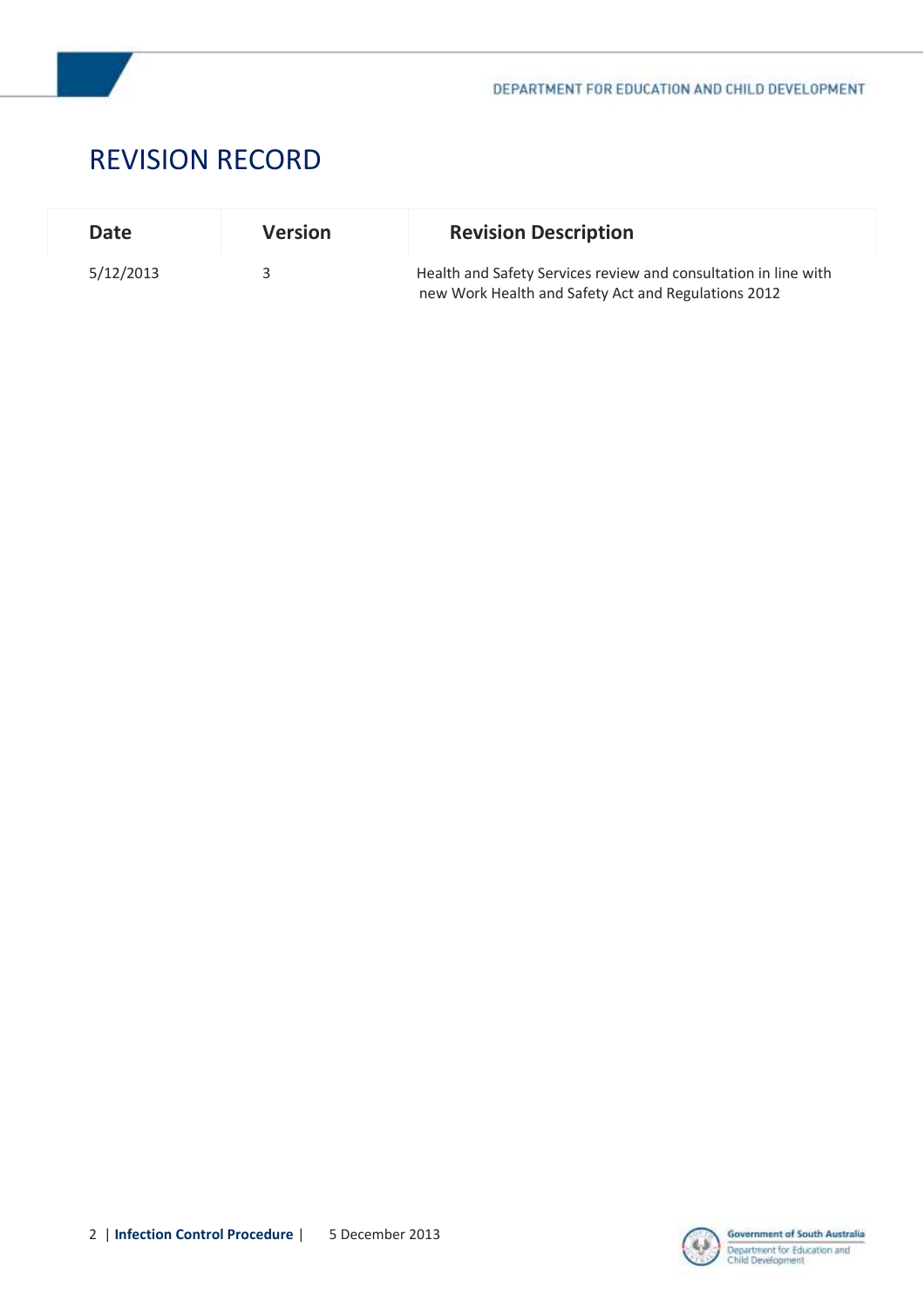# REVISION RECORD

| Date | Version | Revision Description |
| --- | --- | --- |
| 5/12/2013 | 3 | Health and Safety Services review and consultation in line with new Work Health and Safety Act and Regulations 2012 |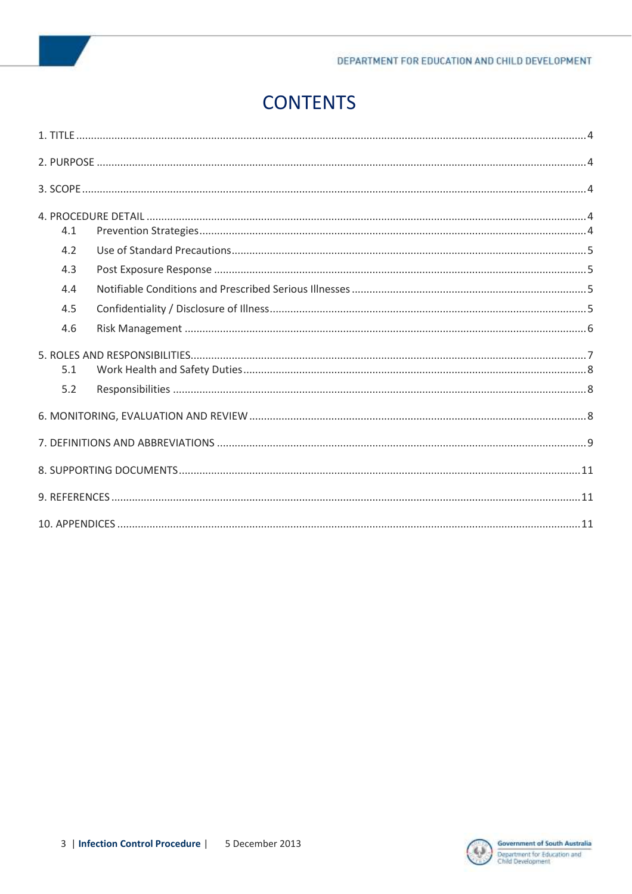# CONTENTS

1. TITLE .......... 4

2. PURPOSE .......... 4

3. SCOPE .......... 4

4. PROCEDURE DETAIL .......... 4
   - 4.1 Prevention Strategies .......... 4
   - 4.2 Use of Standard Precautions .......... 5
   - 4.3 Post Exposure Response .......... 5
   - 4.4 Notifiable Conditions and Prescribed Serious Illnesses .......... 5
   - 4.5 Confidentiality / Disclosure of Illness .......... 5
   - 4.6 Risk Management .......... 6

5. ROLES AND RESPONSIBILITIES .......... 7
   - 5.1 Work Health and Safety Duties .......... 8
   - 5.2 Responsibilities .......... 8

6. MONITORING, EVALUATION AND REVIEW .......... 8

7. DEFINITIONS AND ABBREVIATIONS .......... 9

8. SUPPORTING DOCUMENTS .......... 11

9. REFERENCES .......... 11

10. APPENDICES .......... 11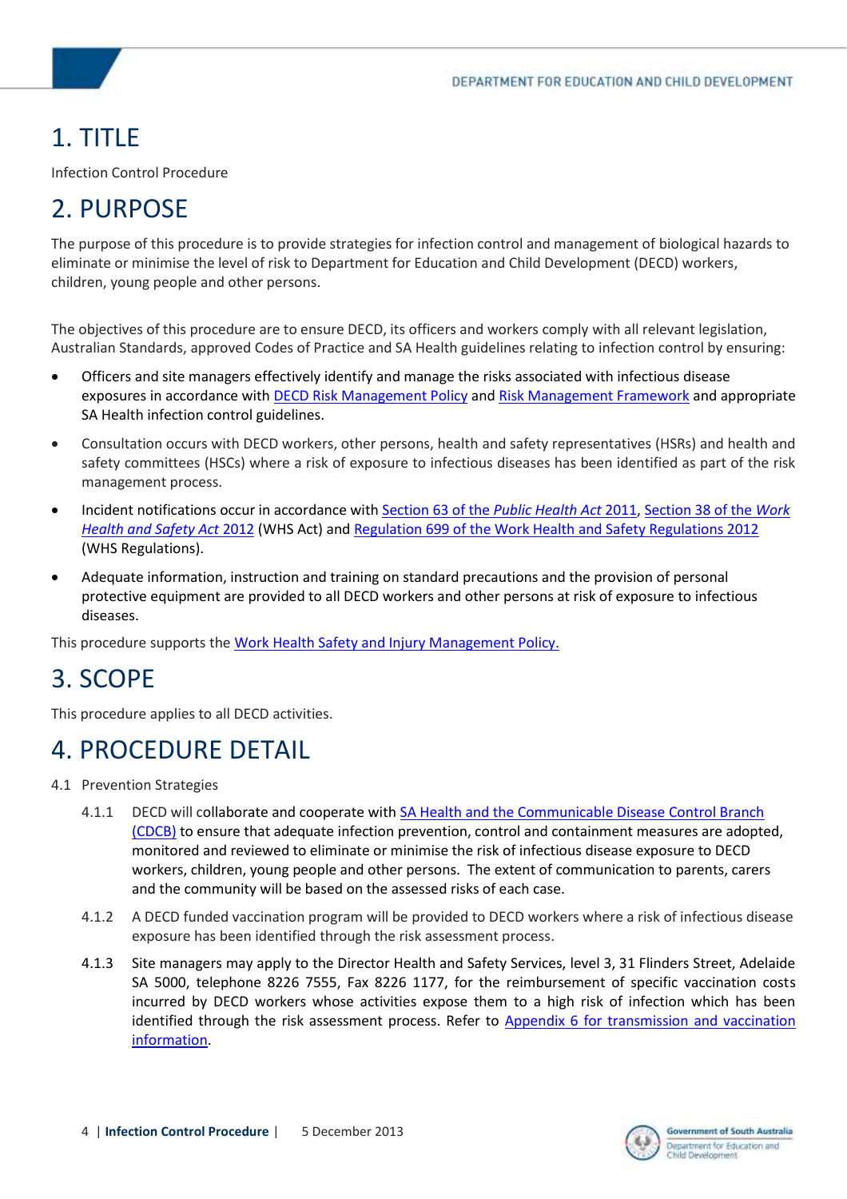# 1. TITLE

Infection Control Procedure

# 2. PURPOSE

The purpose of this procedure is to provide strategies for infection control and management of biological hazards to eliminate or minimise the level of risk to Department for Education and Child Development (DECD) workers, children, young people and other persons.

The objectives of this procedure are to ensure DECD, its officers and workers comply with all relevant legislation, Australian Standards, approved Codes of Practice and SA Health guidelines relating to infection control by ensuring:

- Officers and site managers effectively identify and manage the risks associated with infectious disease exposures in accordance with DECD Risk Management Policy and Risk Management Framework and appropriate SA Health infection control guidelines.
- Consultation occurs with DECD workers, other persons, health and safety representatives (HSRs) and health and safety committees (HSCs) where a risk of exposure to infectious diseases has been identified as part of the risk management process.
- Incident notifications occur in accordance with Section 63 of the *Public Health Act* 2011, Section 38 of the *Work Health and Safety Act* 2012 (WHS Act) and Regulation 699 of the Work Health and Safety Regulations 2012 (WHS Regulations).
- Adequate information, instruction and training on standard precautions and the provision of personal protective equipment are provided to all DECD workers and other persons at risk of exposure to infectious diseases.

This procedure supports the Work Health Safety and Injury Management Policy.

# 3. SCOPE

This procedure applies to all DECD activities.

# 4. PROCEDURE DETAIL

4.1 Prevention Strategies

4.1.1 DECD will collaborate and cooperate with SA Health and the Communicable Disease Control Branch (CDCB) to ensure that adequate infection prevention, control and containment measures are adopted, monitored and reviewed to eliminate or minimise the risk of infectious disease exposure to DECD workers, children, young people and other persons. The extent of communication to parents, carers and the community will be based on the assessed risks of each case.

4.1.2 A DECD funded vaccination program will be provided to DECD workers where a risk of infectious disease exposure has been identified through the risk assessment process.

4.1.3 Site managers may apply to the Director Health and Safety Services, level 3, 31 Flinders Street, Adelaide SA 5000, telephone 8226 7555, Fax 8226 1177, for the reimbursement of specific vaccination costs incurred by DECD workers whose activities expose them to a high risk of infection which has been identified through the risk assessment process. Refer to Appendix 6 for transmission and vaccination information.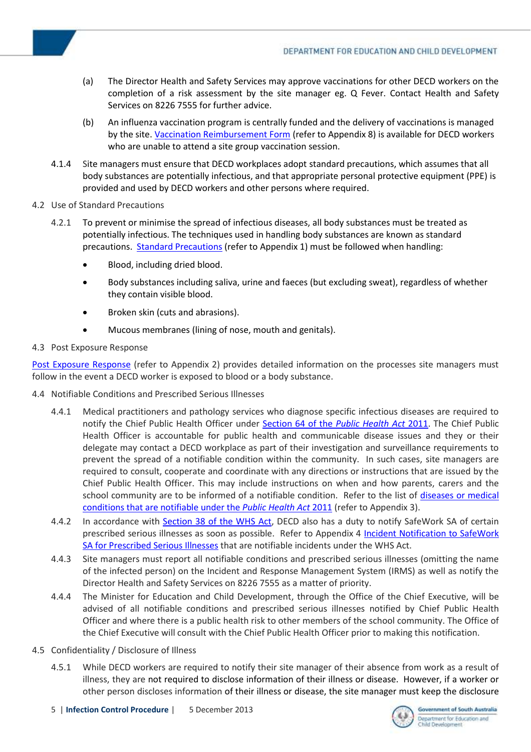(a) The Director Health and Safety Services may approve vaccinations for other DECD workers on the completion of a risk assessment by the site manager eg. Q Fever. Contact Health and Safety Services on 8226 7555 for further advice.

(b) An influenza vaccination program is centrally funded and the delivery of vaccinations is managed by the site. Vaccination Reimbursement Form (refer to Appendix 8) is available for DECD workers who are unable to attend a site group vaccination session.

4.1.4 Site managers must ensure that DECD workplaces adopt standard precautions, which assumes that all body substances are potentially infectious, and that appropriate personal protective equipment (PPE) is provided and used by DECD workers and other persons where required.

### 4.2 Use of Standard Precautions

4.2.1 To prevent or minimise the spread of infectious diseases, all body substances must be treated as potentially infectious. The techniques used in handling body substances are known as standard precautions. Standard Precautions (refer to Appendix 1) must be followed when handling:

- Blood, including dried blood.
- Body substances including saliva, urine and faeces (but excluding sweat), regardless of whether they contain visible blood.
- Broken skin (cuts and abrasions).
- Mucous membranes (lining of nose, mouth and genitals).

### 4.3 Post Exposure Response

Post Exposure Response (refer to Appendix 2) provides detailed information on the processes site managers must follow in the event a DECD worker is exposed to blood or a body substance.

### 4.4 Notifiable Conditions and Prescribed Serious Illnesses

4.4.1 Medical practitioners and pathology services who diagnose specific infectious diseases are required to notify the Chief Public Health Officer under Section 64 of the *Public Health Act* 2011. The Chief Public Health Officer is accountable for public health and communicable disease issues and they or their delegate may contact a DECD workplace as part of their investigation and surveillance requirements to prevent the spread of a notifiable condition within the community. In such cases, site managers are required to consult, cooperate and coordinate with any directions or instructions that are issued by the Chief Public Health Officer. This may include instructions on when and how parents, carers and the school community are to be informed of a notifiable condition. Refer to the list of diseases or medical conditions that are notifiable under the *Public Health Act* 2011 (refer to Appendix 3).

4.4.2 In accordance with Section 38 of the WHS Act, DECD also has a duty to notify SafeWork SA of certain prescribed serious illnesses as soon as possible. Refer to Appendix 4 Incident Notification to SafeWork SA for Prescribed Serious Illnesses that are notifiable incidents under the WHS Act.

4.4.3 Site managers must report all notifiable conditions and prescribed serious illnesses (omitting the name of the infected person) on the Incident and Response Management System (IRMS) as well as notify the Director Health and Safety Services on 8226 7555 as a matter of priority.

4.4.4 The Minister for Education and Child Development, through the Office of the Chief Executive, will be advised of all notifiable conditions and prescribed serious illnesses notified by Chief Public Health Officer and where there is a public health risk to other members of the school community. The Office of the Chief Executive will consult with the Chief Public Health Officer prior to making this notification.

### 4.5 Confidentiality / Disclosure of Illness

4.5.1 While DECD workers are required to notify their site manager of their absence from work as a result of illness, they are not required to disclose information of their illness or disease. However, if a worker or other person discloses information of their illness or disease, the site manager must keep the disclosure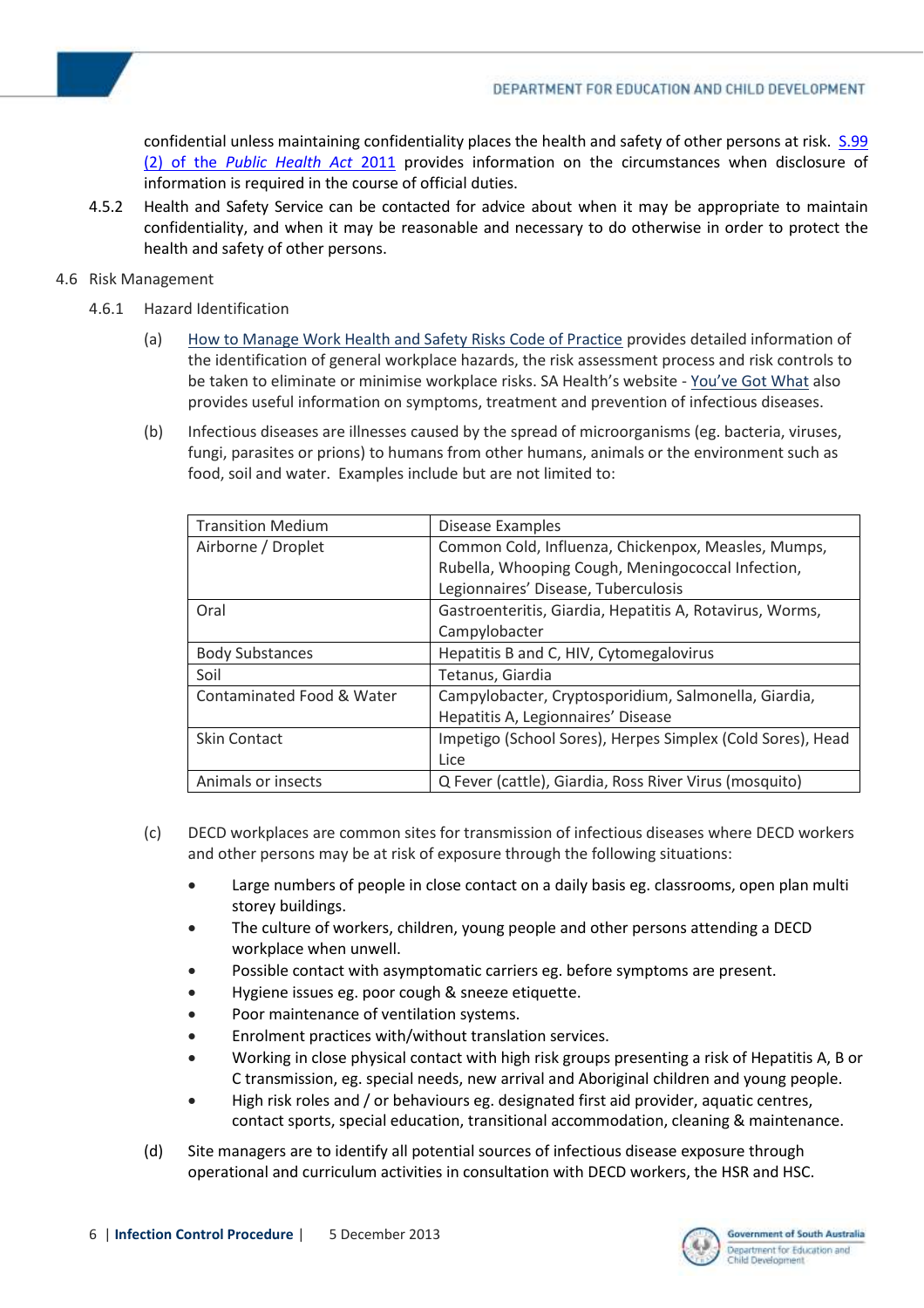confidential unless maintaining confidentiality places the health and safety of other persons at risk. [S.99 (2) of the *Public Health Act* 2011] provides information on the circumstances when disclosure of information is required in the course of official duties.

4.5.2 Health and Safety Service can be contacted for advice about when it may be appropriate to maintain confidentiality, and when it may be reasonable and necessary to do otherwise in order to protect the health and safety of other persons.

## 4.6 Risk Management

### 4.6.1 Hazard Identification

(a) How to Manage Work Health and Safety Risks Code of Practice provides detailed information of the identification of general workplace hazards, the risk assessment process and risk controls to be taken to eliminate or minimise workplace risks. SA Health's website - You've Got What also provides useful information on symptoms, treatment and prevention of infectious diseases.

(b) Infectious diseases are illnesses caused by the spread of microorganisms (eg. bacteria, viruses, fungi, parasites or prions) to humans from other humans, animals or the environment such as food, soil and water. Examples include but are not limited to:

| Transition Medium | Disease Examples |
|---|---|
| Airborne / Droplet | Common Cold, Influenza, Chickenpox, Measles, Mumps, Rubella, Whooping Cough, Meningococcal Infection, Legionnaires' Disease, Tuberculosis |
| Oral | Gastroenteritis, Giardia, Hepatitis A, Rotavirus, Worms, Campylobacter |
| Body Substances | Hepatitis B and C, HIV, Cytomegalovirus |
| Soil | Tetanus, Giardia |
| Contaminated Food & Water | Campylobacter, Cryptosporidium, Salmonella, Giardia, Hepatitis A, Legionnaires' Disease |
| Skin Contact | Impetigo (School Sores), Herpes Simplex (Cold Sores), Head Lice |
| Animals or insects | Q Fever (cattle), Giardia, Ross River Virus (mosquito) |

(c) DECD workplaces are common sites for transmission of infectious diseases where DECD workers and other persons may be at risk of exposure through the following situations:

- Large numbers of people in close contact on a daily basis eg. classrooms, open plan multi storey buildings.
- The culture of workers, children, young people and other persons attending a DECD workplace when unwell.
- Possible contact with asymptomatic carriers eg. before symptoms are present.
- Hygiene issues eg. poor cough & sneeze etiquette.
- Poor maintenance of ventilation systems.
- Enrolment practices with/without translation services.
- Working in close physical contact with high risk groups presenting a risk of Hepatitis A, B or C transmission, eg. special needs, new arrival and Aboriginal children and young people.
- High risk roles and / or behaviours eg. designated first aid provider, aquatic centres, contact sports, special education, transitional accommodation, cleaning & maintenance.

(d) Site managers are to identify all potential sources of infectious disease exposure through operational and curriculum activities in consultation with DECD workers, the HSR and HSC.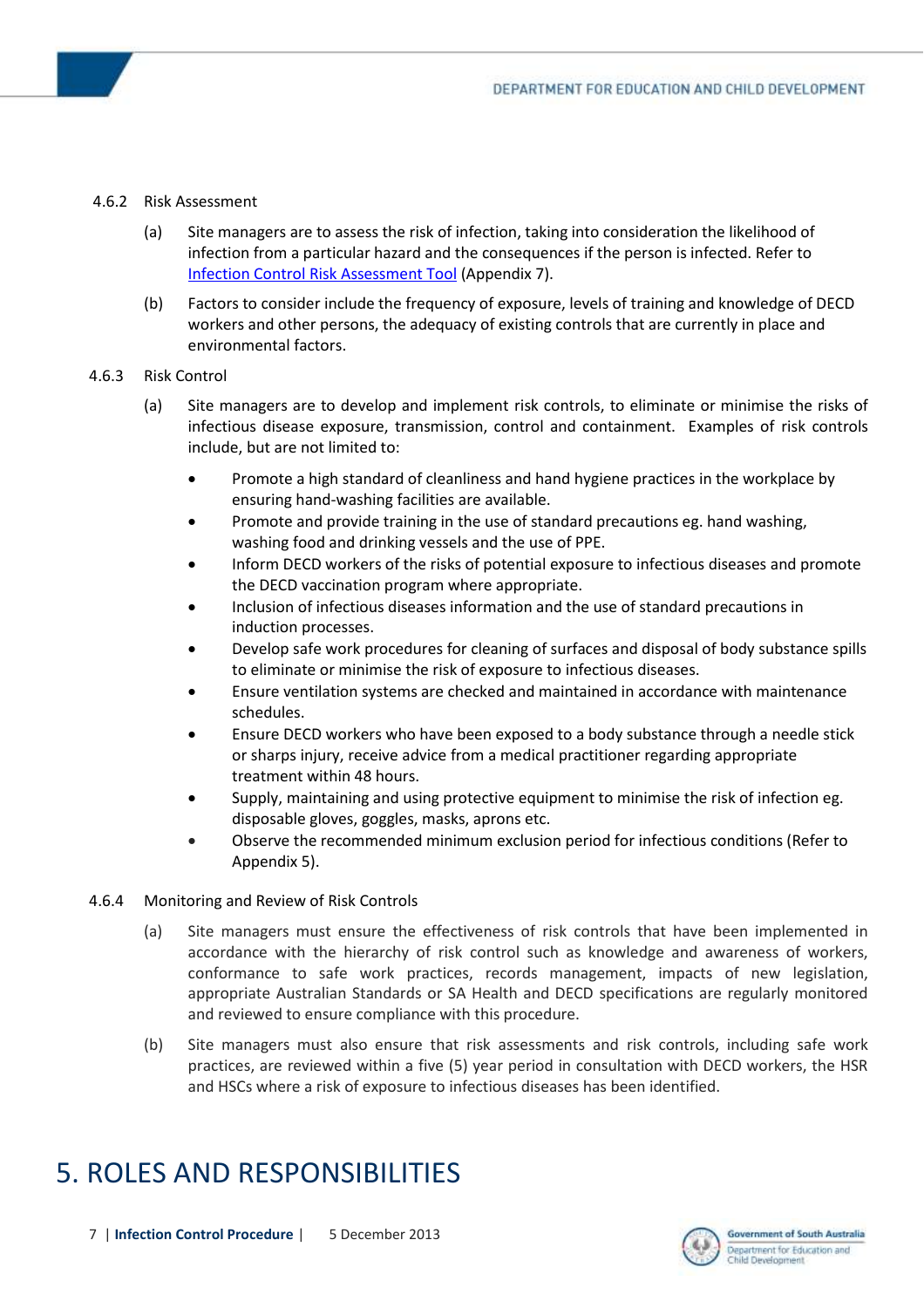4.6.2 Risk Assessment

(a) Site managers are to assess the risk of infection, taking into consideration the likelihood of infection from a particular hazard and the consequences if the person is infected. Refer to Infection Control Risk Assessment Tool (Appendix 7).

(b) Factors to consider include the frequency of exposure, levels of training and knowledge of DECD workers and other persons, the adequacy of existing controls that are currently in place and environmental factors.

4.6.3 Risk Control

(a) Site managers are to develop and implement risk controls, to eliminate or minimise the risks of infectious disease exposure, transmission, control and containment. Examples of risk controls include, but are not limited to:

- Promote a high standard of cleanliness and hand hygiene practices in the workplace by ensuring hand-washing facilities are available.
- Promote and provide training in the use of standard precautions eg. hand washing, washing food and drinking vessels and the use of PPE.
- Inform DECD workers of the risks of potential exposure to infectious diseases and promote the DECD vaccination program where appropriate.
- Inclusion of infectious diseases information and the use of standard precautions in induction processes.
- Develop safe work procedures for cleaning of surfaces and disposal of body substance spills to eliminate or minimise the risk of exposure to infectious diseases.
- Ensure ventilation systems are checked and maintained in accordance with maintenance schedules.
- Ensure DECD workers who have been exposed to a body substance through a needle stick or sharps injury, receive advice from a medical practitioner regarding appropriate treatment within 48 hours.
- Supply, maintaining and using protective equipment to minimise the risk of infection eg. disposable gloves, goggles, masks, aprons etc.
- Observe the recommended minimum exclusion period for infectious conditions (Refer to Appendix 5).

4.6.4 Monitoring and Review of Risk Controls

(a) Site managers must ensure the effectiveness of risk controls that have been implemented in accordance with the hierarchy of risk control such as knowledge and awareness of workers, conformance to safe work practices, records management, impacts of new legislation, appropriate Australian Standards or SA Health and DECD specifications are regularly monitored and reviewed to ensure compliance with this procedure.

(b) Site managers must also ensure that risk assessments and risk controls, including safe work practices, are reviewed within a five (5) year period in consultation with DECD workers, the HSR and HSCs where a risk of exposure to infectious diseases has been identified.

# 5. ROLES AND RESPONSIBILITIES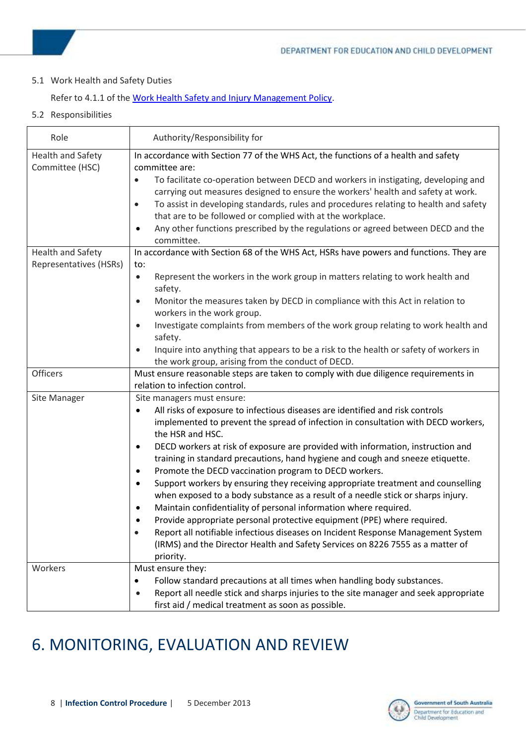5.1 Work Health and Safety Duties

Refer to 4.1.1 of the [Work Health Safety and Injury Management Policy](#).

5.2 Responsibilities

| Role | Authority/Responsibility for |
|---|---|
| Health and Safety Committee (HSC) | In accordance with Section 77 of the WHS Act, the functions of a health and safety committee are: <br>• To facilitate co-operation between DECD and workers in instigating, developing and carrying out measures designed to ensure the workers' health and safety at work. <br>• To assist in developing standards, rules and procedures relating to health and safety that are to be followed or complied with at the workplace. <br>• Any other functions prescribed by the regulations or agreed between DECD and the committee. |
| Health and Safety Representatives (HSRs) | In accordance with Section 68 of the WHS Act, HSRs have powers and functions. They are to: <br>• Represent the workers in the work group in matters relating to work health and safety. <br>• Monitor the measures taken by DECD in compliance with this Act in relation to workers in the work group. <br>• Investigate complaints from members of the work group relating to work health and safety. <br>• Inquire into anything that appears to be a risk to the health or safety of workers in the work group, arising from the conduct of DECD. |
| Officers | Must ensure reasonable steps are taken to comply with due diligence requirements in relation to infection control. |
| Site Manager | Site managers must ensure: <br>• All risks of exposure to infectious diseases are identified and risk controls implemented to prevent the spread of infection in consultation with DECD workers, the HSR and HSC. <br>• DECD workers at risk of exposure are provided with information, instruction and training in standard precautions, hand hygiene and cough and sneeze etiquette. <br>• Promote the DECD vaccination program to DECD workers. <br>• Support workers by ensuring they receiving appropriate treatment and counselling when exposed to a body substance as a result of a needle stick or sharps injury. <br>• Maintain confidentiality of personal information where required. <br>• Provide appropriate personal protective equipment (PPE) where required. <br>• Report all notifiable infectious diseases on Incident Response Management System (IRMS) and the Director Health and Safety Services on 8226 7555 as a matter of priority. |
| Workers | Must ensure they: <br>• Follow standard precautions at all times when handling body substances. <br>• Report all needle stick and sharps injuries to the site manager and seek appropriate first aid / medical treatment as soon as possible. |

# 6. MONITORING, EVALUATION AND REVIEW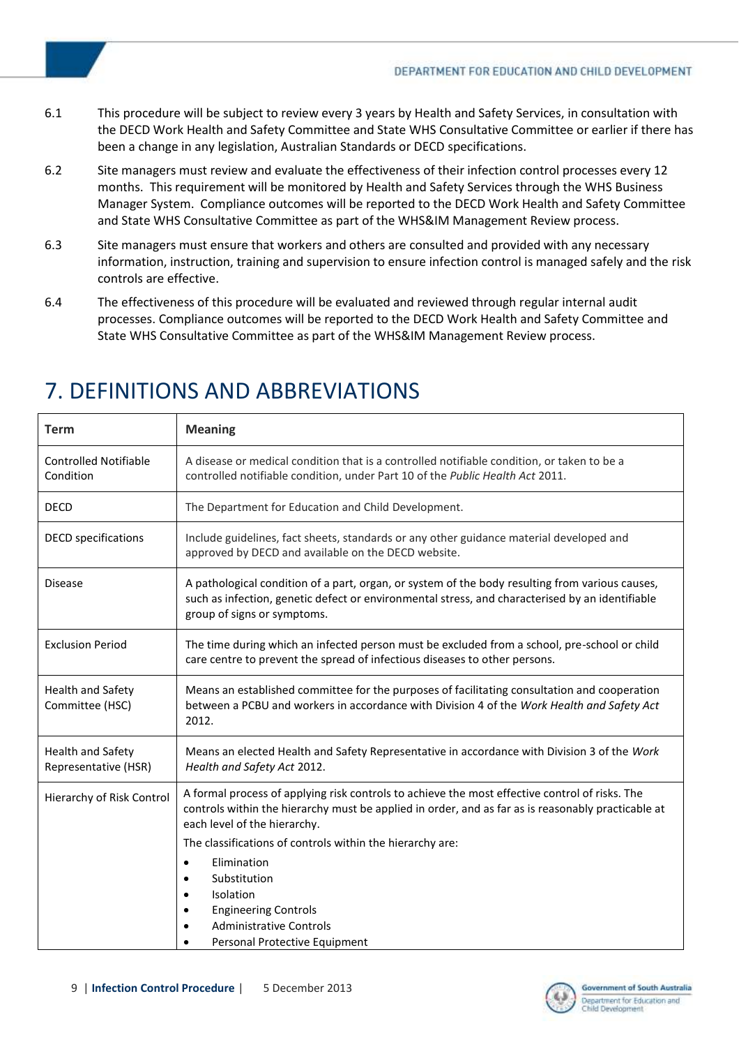6.1 This procedure will be subject to review every 3 years by Health and Safety Services, in consultation with the DECD Work Health and Safety Committee and State WHS Consultative Committee or earlier if there has been a change in any legislation, Australian Standards or DECD specifications.

6.2 Site managers must review and evaluate the effectiveness of their infection control processes every 12 months. This requirement will be monitored by Health and Safety Services through the WHS Business Manager System. Compliance outcomes will be reported to the DECD Work Health and Safety Committee and State WHS Consultative Committee as part of the WHS&IM Management Review process.

6.3 Site managers must ensure that workers and others are consulted and provided with any necessary information, instruction, training and supervision to ensure infection control is managed safely and the risk controls are effective.

6.4 The effectiveness of this procedure will be evaluated and reviewed through regular internal audit processes. Compliance outcomes will be reported to the DECD Work Health and Safety Committee and State WHS Consultative Committee as part of the WHS&IM Management Review process.

# 7. DEFINITIONS AND ABBREVIATIONS

| Term | Meaning |
|---|---|
| Controlled Notifiable Condition | A disease or medical condition that is a controlled notifiable condition, or taken to be a controlled notifiable condition, under Part 10 of the *Public Health Act* 2011. |
| DECD | The Department for Education and Child Development. |
| DECD specifications | Include guidelines, fact sheets, standards or any other guidance material developed and approved by DECD and available on the DECD website. |
| Disease | A pathological condition of a part, organ, or system of the body resulting from various causes, such as infection, genetic defect or environmental stress, and characterised by an identifiable group of signs or symptoms. |
| Exclusion Period | The time during which an infected person must be excluded from a school, pre-school or child care centre to prevent the spread of infectious diseases to other persons. |
| Health and Safety Committee (HSC) | Means an established committee for the purposes of facilitating consultation and cooperation between a PCBU and workers in accordance with Division 4 of the *Work Health and Safety Act* 2012. |
| Health and Safety Representative (HSR) | Means an elected Health and Safety Representative in accordance with Division 3 of the *Work Health and Safety Act* 2012. |
| Hierarchy of Risk Control | A formal process of applying risk controls to achieve the most effective control of risks. The controls within the hierarchy must be applied in order, and as far as is reasonably practicable at each level of the hierarchy.<br>The classifications of controls within the hierarchy are:<br>• Elimination<br>• Substitution<br>• Isolation<br>• Engineering Controls<br>• Administrative Controls<br>• Personal Protective Equipment |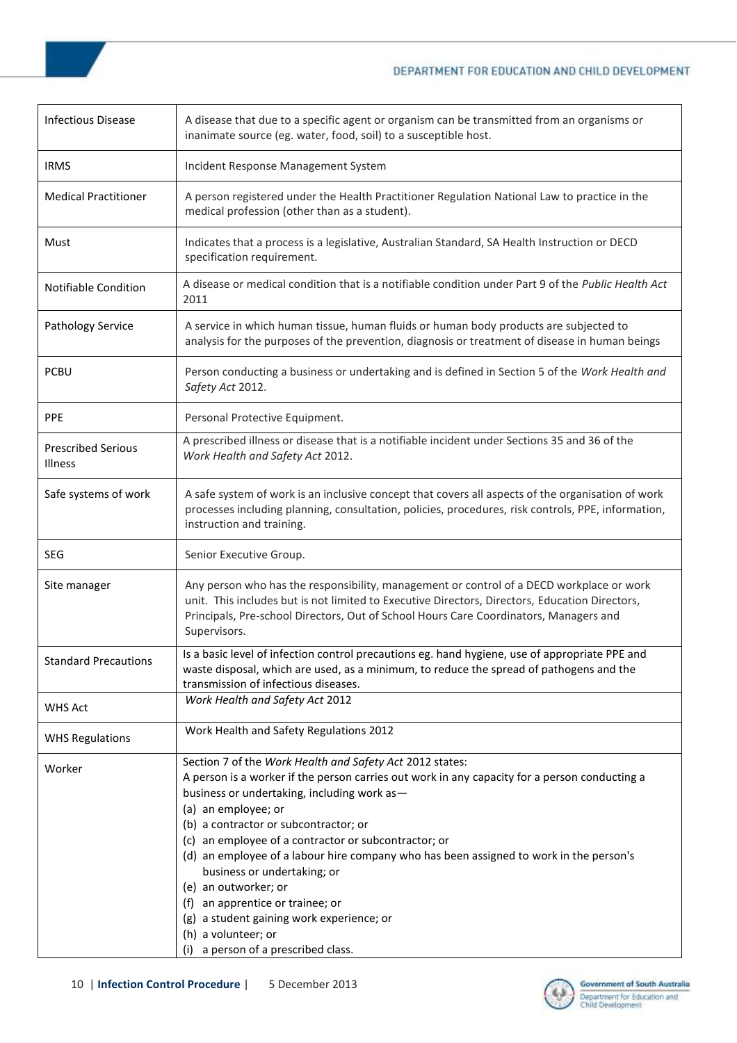| | |
|---|---|
| Infectious Disease | A disease that due to a specific agent or organism can be transmitted from an organisms or inanimate source (eg. water, food, soil) to a susceptible host. |
| IRMS | Incident Response Management System |
| Medical Practitioner | A person registered under the Health Practitioner Regulation National Law to practice in the medical profession (other than as a student). |
| Must | Indicates that a process is a legislative, Australian Standard, SA Health Instruction or DECD specification requirement. |
| Notifiable Condition | A disease or medical condition that is a notifiable condition under Part 9 of the *Public Health Act* 2011 |
| Pathology Service | A service in which human tissue, human fluids or human body products are subjected to analysis for the purposes of the prevention, diagnosis or treatment of disease in human beings |
| PCBU | Person conducting a business or undertaking and is defined in Section 5 of the *Work Health and Safety Act* 2012. |
| PPE | Personal Protective Equipment. |
| Prescribed Serious Illness | A prescribed illness or disease that is a notifiable incident under Sections 35 and 36 of the *Work Health and Safety Act* 2012. |
| Safe systems of work | A safe system of work is an inclusive concept that covers all aspects of the organisation of work processes including planning, consultation, policies, procedures, risk controls, PPE, information, instruction and training. |
| SEG | Senior Executive Group. |
| Site manager | Any person who has the responsibility, management or control of a DECD workplace or work unit. This includes but is not limited to Executive Directors, Directors, Education Directors, Principals, Pre-school Directors, Out of School Hours Care Coordinators, Managers and Supervisors. |
| Standard Precautions | Is a basic level of infection control precautions eg. hand hygiene, use of appropriate PPE and waste disposal, which are used, as a minimum, to reduce the spread of pathogens and the transmission of infectious diseases. |
| WHS Act | *Work Health and Safety Act* 2012 |
| WHS Regulations | Work Health and Safety Regulations 2012 |
| Worker | Section 7 of the *Work Health and Safety Act* 2012 states:<br>A person is a worker if the person carries out work in any capacity for a person conducting a business or undertaking, including work as—<br>(a) an employee; or<br>(b) a contractor or subcontractor; or<br>(c) an employee of a contractor or subcontractor; or<br>(d) an employee of a labour hire company who has been assigned to work in the person's business or undertaking; or<br>(e) an outworker; or<br>(f) an apprentice or trainee; or<br>(g) a student gaining work experience; or<br>(h) a volunteer; or<br>(i) a person of a prescribed class. |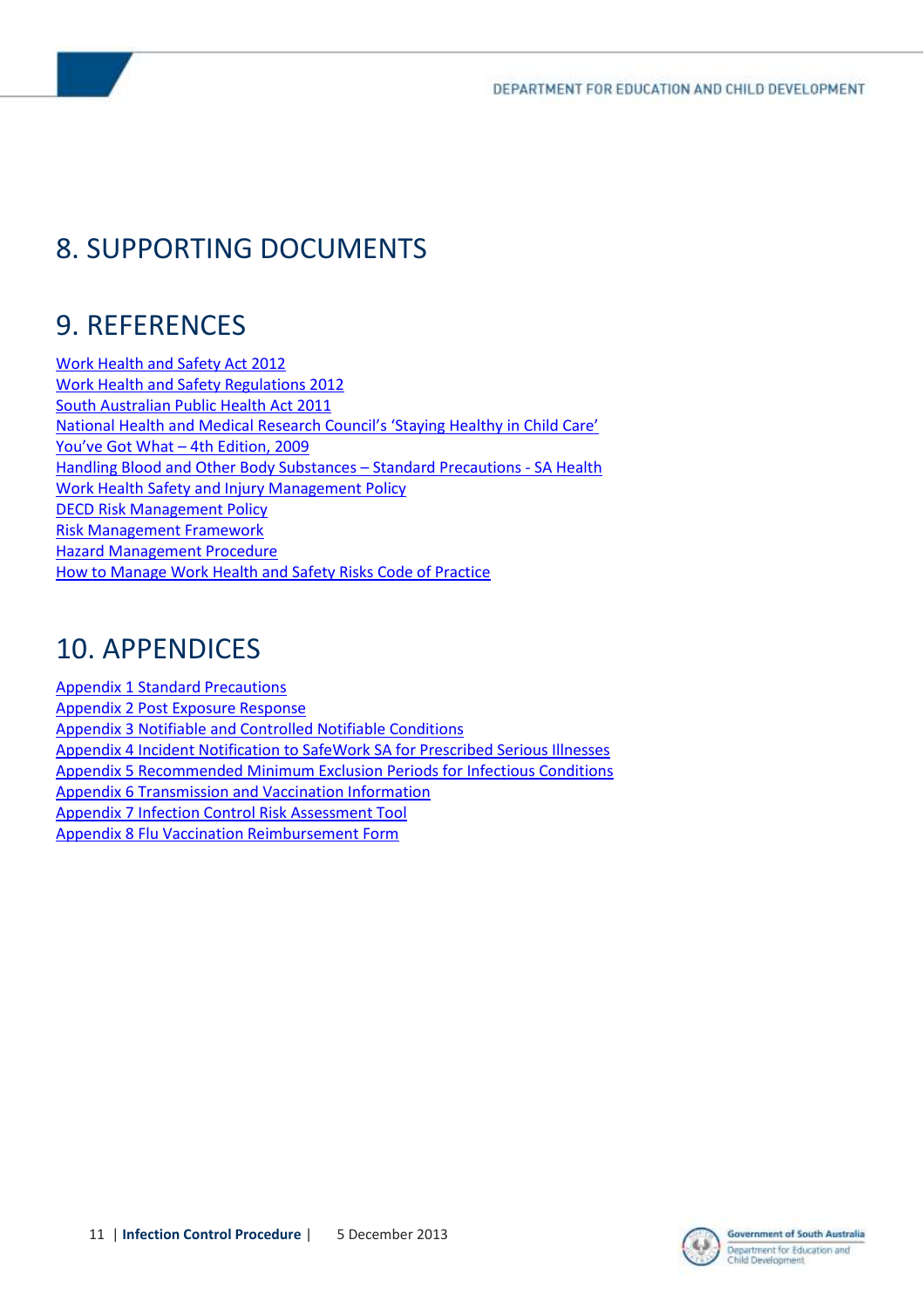# 8. SUPPORTING DOCUMENTS

# 9. REFERENCES

Work Health and Safety Act 2012
Work Health and Safety Regulations 2012
South Australian Public Health Act 2011
National Health and Medical Research Council's 'Staying Healthy in Child Care'
You've Got What – 4th Edition, 2009
Handling Blood and Other Body Substances – Standard Precautions - SA Health
Work Health Safety and Injury Management Policy
DECD Risk Management Policy
Risk Management Framework
Hazard Management Procedure
How to Manage Work Health and Safety Risks Code of Practice

# 10. APPENDICES

Appendix 1 Standard Precautions
Appendix 2 Post Exposure Response
Appendix 3 Notifiable and Controlled Notifiable Conditions
Appendix 4 Incident Notification to SafeWork SA for Prescribed Serious Illnesses
Appendix 5 Recommended Minimum Exclusion Periods for Infectious Conditions
Appendix 6 Transmission and Vaccination Information
Appendix 7 Infection Control Risk Assessment Tool
Appendix 8 Flu Vaccination Reimbursement Form